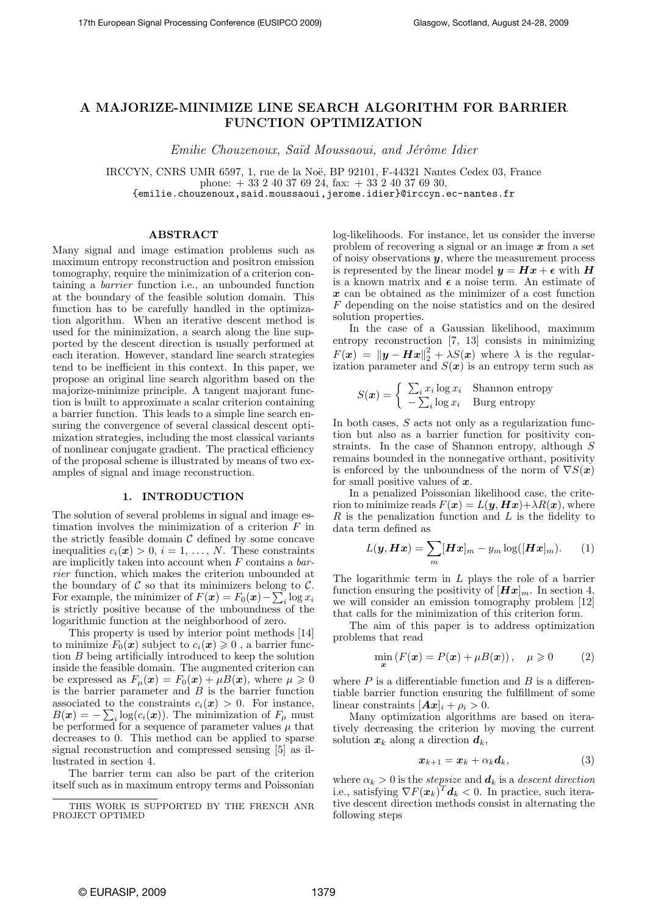# A MAJORIZE-MINIMIZE LINE SEARCH ALGORITHM FOR BARRIER FUNCTION OPTIMIZATION

*Emilie Chouzenoux, Saïd Moussaoui, and Jérôme Idier*

IRCCYN, CNRS UMR 6597, 1, rue de la Noë, BP 92101, F-44321 Nantes Cedex 03, France
phone: + 33 2 40 37 69 24, fax: + 33 2 40 37 69 30,
{emilie.chouzenoux,said.moussaoui,jerome.idier}@irccyn.ec-nantes.fr

## ABSTRACT

Many signal and image estimation problems such as maximum entropy reconstruction and positron emission tomography, require the minimization of a criterion containing a *barrier* function i.e., an unbounded function at the boundary of the feasible solution domain. This function has to be carefully handled in the optimization algorithm. When an iterative descent method is used for the minimization, a search along the line supported by the descent direction is usually performed at each iteration. However, standard line search strategies tend to be inefficient in this context. In this paper, we propose an original line search algorithm based on the majorize-minimize principle. A tangent majorant function is built to approximate a scalar criterion containing a barrier function. This leads to a simple line search ensuring the convergence of several classical descent optimization strategies, including the most classical variants of nonlinear conjugate gradient. The practical efficiency of the proposal scheme is illustrated by means of two examples of signal and image reconstruction.

## 1. INTRODUCTION

The solution of several problems in signal and image estimation involves the minimization of a criterion $F$ in the strictly feasible domain $\mathcal{C}$ defined by some concave inequalities $c_i(\boldsymbol{x}) > 0$, $i = 1, \ldots, N$. These constraints are implicitly taken into account when $F$ contains a *barrier* function, which makes the criterion unbounded at the boundary of $\mathcal{C}$ so that its minimizers belong to $\mathcal{C}$. For example, the minimizer of $F(\boldsymbol{x}) = F_0(\boldsymbol{x}) - \sum_i \log x_i$ is strictly positive because of the unboundness of the logarithmic function at the neighborhood of zero.

This property is used by interior point methods [14] to minimize $F_0(\boldsymbol{x})$ subject to $c_i(\boldsymbol{x}) \geqslant 0$ , a barrier function $B$ being artificially introduced to keep the solution inside the feasible domain. The augmented criterion can be expressed as $F_\mu(\boldsymbol{x}) = F_0(\boldsymbol{x}) + \mu B(\boldsymbol{x})$, where $\mu \geqslant 0$ is the barrier parameter and $B$ is the barrier function associated to the constraints $c_i(\boldsymbol{x}) > 0$. For instance, $B(\boldsymbol{x}) = -\sum_i \log(c_i(\boldsymbol{x}))$. The minimization of $F_\mu$ must be performed for a sequence of parameter values $\mu$ that decreases to 0. This method can be applied to sparse signal reconstruction and compressed sensing [5] as illustrated in section 4.

The barrier term can also be part of the criterion itself such as in maximum entropy terms and Poissonian log-likelihoods. For instance, let us consider the inverse problem of recovering a signal or an image $\boldsymbol{x}$ from a set of noisy observations $\boldsymbol{y}$, where the measurement process is represented by the linear model $\boldsymbol{y} = \boldsymbol{H}\boldsymbol{x} + \boldsymbol{\epsilon}$ with $\boldsymbol{H}$ is a known matrix and $\boldsymbol{\epsilon}$ a noise term. An estimate of $\boldsymbol{x}$ can be obtained as the minimizer of a cost function $F$ depending on the noise statistics and on the desired solution properties.

In the case of a Gaussian likelihood, maximum entropy reconstruction [7, 13] consists in minimizing $F(\boldsymbol{x}) = \|\boldsymbol{y} - \boldsymbol{H}\boldsymbol{x}\|_2^2 + \lambda S(\boldsymbol{x})$ where $\lambda$ is the regularization parameter and $S(\boldsymbol{x})$ is an entropy term such as

$$S(\boldsymbol{x}) = \begin{cases} \sum_i x_i \log x_i & \text{Shannon entropy} \\ -\sum_i \log x_i & \text{Burg entropy} \end{cases}$$

In both cases, $S$ acts not only as a regularization function but also as a barrier function for positivity constraints. In the case of Shannon entropy, although $S$ remains bounded in the nonnegative orthant, positivity is enforced by the unboundness of the norm of $\nabla S(\boldsymbol{x})$ for small positive values of $\boldsymbol{x}$.

In a penalized Poissonian likelihood case, the criterion to minimize reads $F(\boldsymbol{x}) = L(\boldsymbol{y}, \boldsymbol{H}\boldsymbol{x}) + \lambda R(\boldsymbol{x})$, where $R$ is the penalization function and $L$ is the fidelity to data term defined as

$$L(\boldsymbol{y}, \boldsymbol{H}\boldsymbol{x}) = \sum_m [\boldsymbol{H}\boldsymbol{x}]_m - y_m \log([\boldsymbol{H}\boldsymbol{x}]_m). \tag{1}$$

The logarithmic term in $L$ plays the role of a barrier function ensuring the positivity of $[\boldsymbol{H}\boldsymbol{x}]_m$. In section 4, we will consider an emission tomography problem [12] that calls for the minimization of this criterion form.

The aim of this paper is to address optimization problems that read

$$\min_{\boldsymbol{x}} \left( F(\boldsymbol{x}) = P(\boldsymbol{x}) + \mu B(\boldsymbol{x}) \right), \quad \mu \geqslant 0 \tag{2}$$

where $P$ is a differentiable function and $B$ is a differentiable barrier function ensuring the fulfillment of some linear constraints $[\boldsymbol{A}\boldsymbol{x}]_i + \rho_i > 0$.

Many optimization algorithms are based on iteratively decreasing the criterion by moving the current solution $\boldsymbol{x}_k$ along a direction $\boldsymbol{d}_k$,

$$\boldsymbol{x}_{k+1} = \boldsymbol{x}_k + \alpha_k \boldsymbol{d}_k, \tag{3}$$

where $\alpha_k > 0$ is the *stepsize* and $\boldsymbol{d}_k$ is a *descent direction* i.e., satisfying $\nabla F(\boldsymbol{x}_k)^T \boldsymbol{d}_k < 0$. In practice, such iterative descent direction methods consist in alternating the following steps

THIS WORK IS SUPPORTED BY THE FRENCH ANR PROJECT OPTIMED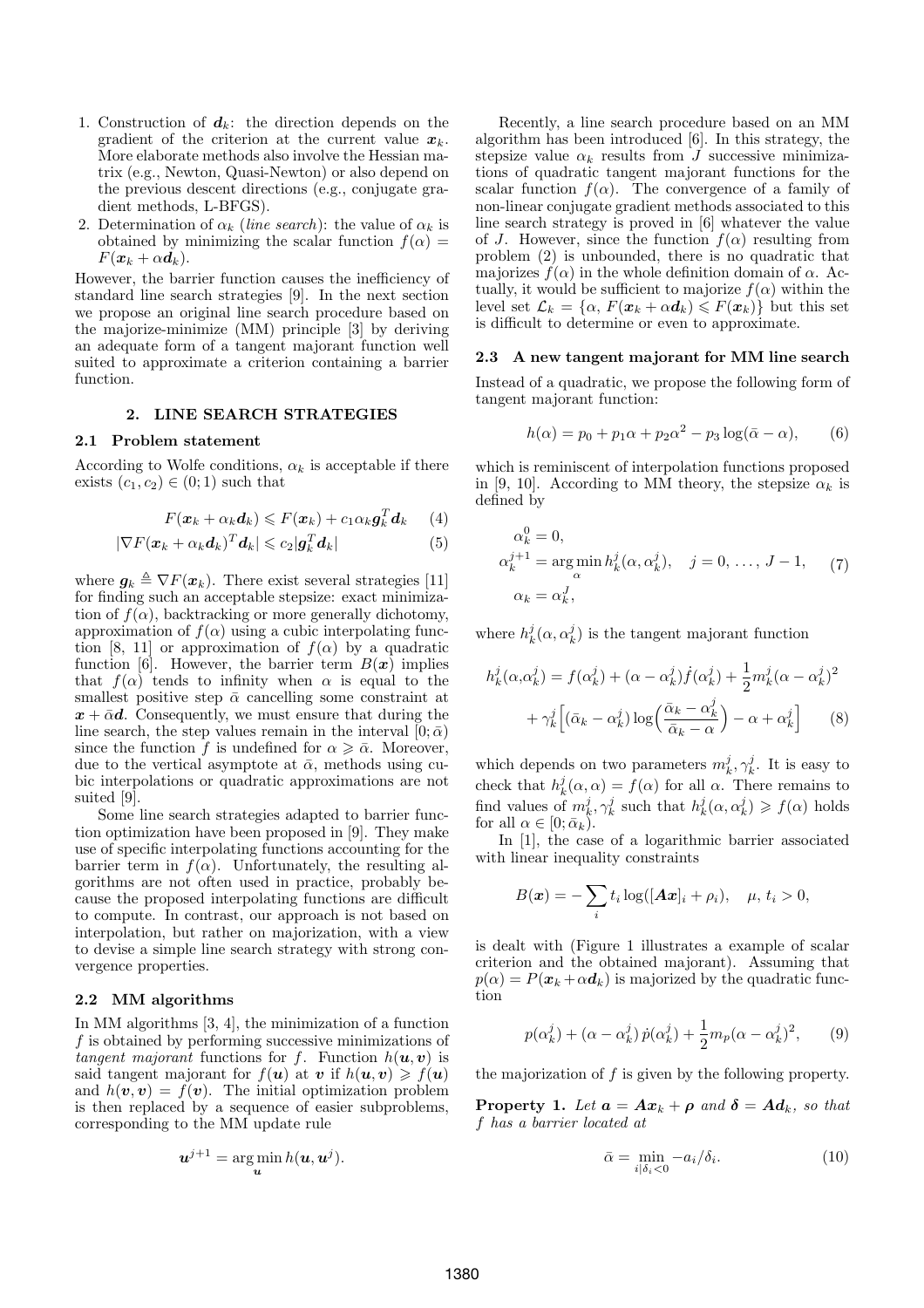1. Construction of $\boldsymbol{d}_k$: the direction depends on the gradient of the criterion at the current value $\boldsymbol{x}_k$. More elaborate methods also involve the Hessian matrix (e.g., Newton, Quasi-Newton) or also depend on the previous descent directions (e.g., conjugate gradient methods, L-BFGS).
2. Determination of $\alpha_k$ (*line search*): the value of $\alpha_k$ is obtained by minimizing the scalar function $f(\alpha) = F(\boldsymbol{x}_k + \alpha \boldsymbol{d}_k)$.

However, the barrier function causes the inefficiency of standard line search strategies [9]. In the next section we propose an original line search procedure based on the majorize-minimize (MM) principle [3] by deriving an adequate form of a tangent majorant function well suited to approximate a criterion containing a barrier function.

## 2. LINE SEARCH STRATEGIES

### 2.1 Problem statement

According to Wolfe conditions, $\alpha_k$ is acceptable if there exists $(c_1, c_2) \in (0;1)$ such that

$$F(\boldsymbol{x}_k + \alpha_k \boldsymbol{d}_k) \leqslant F(\boldsymbol{x}_k) + c_1 \alpha_k \boldsymbol{g}_k^T \boldsymbol{d}_k \quad (4)$$

$$|\nabla F(\boldsymbol{x}_k + \alpha_k \boldsymbol{d}_k)^T \boldsymbol{d}_k| \leqslant c_2 |\boldsymbol{g}_k^T \boldsymbol{d}_k| \quad (5)$$

where $\boldsymbol{g}_k \triangleq \nabla F(\boldsymbol{x}_k)$. There exist several strategies [11] for finding such an acceptable stepsize: exact minimization of $f(\alpha)$, backtracking or more generally dichotomy, approximation of $f(\alpha)$ using a cubic interpolating function [8, 11] or approximation of $f(\alpha)$ by a quadratic function [6]. However, the barrier term $B(\boldsymbol{x})$ implies that $f(\alpha)$ tends to infinity when $\alpha$ is equal to the smallest positive step $\bar{\alpha}$ cancelling some constraint at $\boldsymbol{x} + \bar{\alpha}\boldsymbol{d}$. Consequently, we must ensure that during the line search, the step values remain in the interval $[0;\bar{\alpha})$ since the function $f$ is undefined for $\alpha \geqslant \bar{\alpha}$. Moreover, due to the vertical asymptote at $\bar{\alpha}$, methods using cubic interpolations or quadratic approximations are not suited [9].

Some line search strategies adapted to barrier function optimization have been proposed in [9]. They make use of specific interpolating functions accounting for the barrier term in $f(\alpha)$. Unfortunately, the resulting algorithms are not often used in practice, probably because the proposed interpolating functions are difficult to compute. In contrast, our approach is not based on interpolation, but rather on majorization, with a view to devise a simple line search strategy with strong convergence properties.

### 2.2 MM algorithms

In MM algorithms [3, 4], the minimization of a function $f$ is obtained by performing successive minimizations of *tangent majorant* functions for $f$. Function $h(\boldsymbol{u}, \boldsymbol{v})$ is said tangent majorant for $f(\boldsymbol{u})$ at $\boldsymbol{v}$ if $h(\boldsymbol{u}, \boldsymbol{v}) \geqslant f(\boldsymbol{u})$ and $h(\boldsymbol{v}, \boldsymbol{v}) = f(\boldsymbol{v})$. The initial optimization problem is then replaced by a sequence of easier subproblems, corresponding to the MM update rule

$$\boldsymbol{u}^{j+1} = \arg\min_{\boldsymbol{u}} h(\boldsymbol{u}, \boldsymbol{u}^j).$$

Recently, a line search procedure based on an MM algorithm has been introduced [6]. In this strategy, the stepsize value $\alpha_k$ results from $J$ successive minimizations of quadratic tangent majorant functions for the scalar function $f(\alpha)$. The convergence of a family of non-linear conjugate gradient methods associated to this line search strategy is proved in [6] whatever the value of $J$. However, since the function $f(\alpha)$ resulting from problem (2) is unbounded, there is no quadratic that majorizes $f(\alpha)$ in the whole definition domain of $\alpha$. Actually, it would be sufficient to majorize $f(\alpha)$ within the level set $\mathcal{L}_k = \{\alpha,\ F(\boldsymbol{x}_k + \alpha \boldsymbol{d}_k) \leqslant F(\boldsymbol{x}_k)\}$ but this set is difficult to determine or even to approximate.

### 2.3 A new tangent majorant for MM line search

Instead of a quadratic, we propose the following form of tangent majorant function:

$$h(\alpha) = p_0 + p_1 \alpha + p_2 \alpha^2 - p_3 \log(\bar{\alpha} - \alpha), \quad (6)$$

which is reminiscent of interpolation functions proposed in [9, 10]. According to MM theory, the stepsize $\alpha_k$ is defined by

$$\begin{aligned} &\alpha_k^0 = 0, \\ &\alpha_k^{j+1} = \arg\min_{\alpha} h_k^j(\alpha, \alpha_k^j), \quad j = 0, \ldots, J-1, \\ &\alpha_k = \alpha_k^J, \end{aligned} \quad (7)$$

where $h_k^j(\alpha, \alpha_k^j)$ is the tangent majorant function

$$h_k^j(\alpha, \alpha_k^j) = f(\alpha_k^j) + (\alpha - \alpha_k^j)\dot{f}(\alpha_k^j) + \frac{1}{2} m_k^j (\alpha - \alpha_k^j)^2 + \gamma_k^j \Big[ (\bar{\alpha}_k - \alpha_k^j) \log\Big( \frac{\bar{\alpha}_k - \alpha_k^j}{\bar{\alpha}_k - \alpha} \Big) - \alpha + \alpha_k^j \Big] \quad (8)$$

which depends on two parameters $m_k^j, \gamma_k^j$. It is easy to check that $h_k^j(\alpha, \alpha) = f(\alpha)$ for all $\alpha$. There remains to find values of $m_k^j, \gamma_k^j$ such that $h_k^j(\alpha, \alpha_k^j) \geqslant f(\alpha)$ holds for all $\alpha \in [0; \bar{\alpha}_k)$.

In [1], the case of a logarithmic barrier associated with linear inequality constraints

$$B(\boldsymbol{x}) = -\sum_i t_i \log([\boldsymbol{A}\boldsymbol{x}]_i + \rho_i), \quad \mu,\ t_i > 0,$$

is dealt with (Figure 1 illustrates a example of scalar criterion and the obtained majorant). Assuming that $p(\alpha) = P(\boldsymbol{x}_k + \alpha \boldsymbol{d}_k)$ is majorized by the quadratic function

$$p(\alpha_k^j) + (\alpha - \alpha_k^j)\, \dot{p}(\alpha_k^j) + \frac{1}{2} m_p (\alpha - \alpha_k^j)^2, \quad (9)$$

the majorization of $f$ is given by the following property.

**Property 1.** *Let $\boldsymbol{a} = \boldsymbol{A}\boldsymbol{x}_k + \boldsymbol{\rho}$ and $\boldsymbol{\delta} = \boldsymbol{A}\boldsymbol{d}_k$, so that $f$ has a barrier located at*

$$\bar{\alpha} = \min_{i | \delta_i < 0} -a_i / \delta_i. \quad (10)$$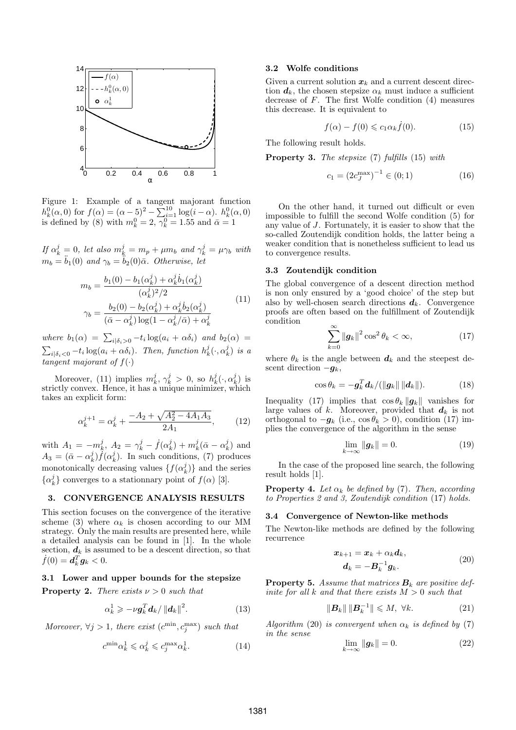Figure 1: Example of a tangent majorant function $h_k^0(\alpha, 0)$ for $f(\alpha) = (\alpha - 5)^2 - \sum_{i=1}^{10} \log(i - \alpha)$. $h_k^0(\alpha, 0)$ is defined by (8) with $m_k^0 = 2$, $\gamma_k^0 = 1.55$ and $\bar{\alpha} = 1$

*If $\alpha_k^j = 0$, let also $m_k^j = m_p + \mu m_b$ and $\gamma_k^j = \mu \gamma_b$ with $m_b = \ddot{b}_1(0)$ and $\gamma_b = \dot{b}_2(0)\bar{\alpha}$. Otherwise, let*

$$
\begin{aligned}
m_b &= \frac{b_1(0) - b_1(\alpha_k^j) + \alpha_k^j \dot{b}_1(\alpha_k^j)}{(\alpha_k^j)^2/2} \\
\gamma_b &= \frac{b_2(0) - b_2(\alpha_k^j) + \alpha_k^j \dot{b}_2(\alpha_k^j)}{(\bar{\alpha} - \alpha_k^j)\log(1 - \alpha_k^j/\bar{\alpha}) + \alpha_k^j}
\end{aligned}
\tag{11}
$$

*where $b_1(\alpha) = \sum_{i|\delta_i > 0} -t_i \log(a_i + \alpha\delta_i)$ and $b_2(\alpha) = \sum_{i|\delta_i < 0} -t_i \log(a_i + \alpha\delta_i)$. Then, function $h_k^j(\cdot, \alpha_k^j)$ is a tangent majorant of $f(\cdot)$*

Moreover, (11) implies $m_k^j, \gamma_k^j > 0$, so $h_k^j(\cdot, \alpha_k^j)$ is strictly convex. Hence, it has a unique minimizer, which takes an explicit form:

$$
\alpha_k^{j+1} = \alpha_k^j + \frac{-A_2 + \sqrt{A_2^2 - 4A_1A_3}}{2A_1}, \tag{12}
$$

with $A_1 = -m_k^j$, $A_2 = \gamma_k^j - \dot{f}(\alpha_k^j) + m_k^j(\bar{\alpha} - \alpha_k^j)$ and $A_3 = (\bar{\alpha} - \alpha_k^j)\dot{f}(\alpha_k^j)$. In such conditions, (7) produces monotonically decreasing values $\{f(\alpha_k^j)\}$ and the series $\{\alpha_k^j\}$ converges to a stationnary point of $f(\alpha)$ [3].

## 3. CONVERGENCE ANALYSIS RESULTS

This section focuses on the convergence of the iterative scheme (3) where $\alpha_k$ is chosen according to our MM strategy. Only the main results are presented here, while a detailed analysis can be found in [1]. In the whole section, $\boldsymbol{d}_k$ is assumed to be a descent direction, so that $\dot{f}(0) = \boldsymbol{d}_k^T \boldsymbol{g}_k < 0$.

### 3.1 Lower and upper bounds for the stepsize

**Property 2.** *There exists $\nu > 0$ such that*

$$
\alpha_k^1 \geqslant -\nu \boldsymbol{g}_k^T \boldsymbol{d}_k / \|\boldsymbol{d}_k\|^2. \tag{13}
$$

*Moreover, $\forall j > 1$, there exist $(c^{\min}, c_j^{\max})$ such that*

$$
c^{\min} \alpha_k^1 \leqslant \alpha_k^j \leqslant c_j^{\max} \alpha_k^1. \tag{14}
$$

### 3.2 Wolfe conditions

Given a current solution $\boldsymbol{x}_k$ and a current descent direction $\boldsymbol{d}_k$, the chosen stepsize $\alpha_k$ must induce a sufficient decrease of $F$. The first Wolfe condition (4) measures this decrease. It is equivalent to

$$
f(\alpha) - f(0) \leqslant c_1 \alpha_k \dot{f}(0). \tag{15}
$$

The following result holds.

**Property 3.** *The stepsize (7) fulfills (15) with*

$$
c_1 = (2c_J^{\max})^{-1} \in (0; 1) \tag{16}
$$

On the other hand, it turned out difficult or even impossible to fulfill the second Wolfe condition (5) for any value of $J$. Fortunately, it is easier to show that the so-called Zoutendijk condition holds, the latter being a weaker condition that is nonetheless sufficient to lead us to convergence results.

### 3.3 Zoutendijk condition

The global convergence of a descent direction method is non only ensured by a 'good choice' of the step but also by well-chosen search directions $\boldsymbol{d}_k$. Convergence proofs are often based on the fulfillment of Zoutendijk condition

$$
\sum_{k=0}^{\infty} \|\boldsymbol{g}_k\|^2 \cos^2 \theta_k < \infty, \tag{17}
$$

where $\theta_k$ is the angle between $\boldsymbol{d}_k$ and the steepest descent direction $-\boldsymbol{g}_k$,

$$
\cos \theta_k = -\boldsymbol{g}_k^T \boldsymbol{d}_k / (\|\boldsymbol{g}_k\| \, \|\boldsymbol{d}_k\|). \tag{18}
$$

Inequality (17) implies that $\cos \theta_k \|\boldsymbol{g}_k\|$ vanishes for large values of $k$. Moreover, provided that $\boldsymbol{d}_k$ is not orthogonal to $-\boldsymbol{g}_k$ (i.e., $\cos \theta_k > 0$), condition (17) implies the convergence of the algorithm in the sense

$$
\lim_{k \to \infty} \|\boldsymbol{g}_k\| = 0. \tag{19}
$$

In the case of the proposed line search, the following result holds [1].

**Property 4.** *Let $\alpha_k$ be defined by (7). Then, according to Properties 2 and 3, Zoutendijk condition (17) holds.*

### 3.4 Convergence of Newton-like methods

The Newton-like methods are defined by the following recurrence

$$
\begin{aligned}
\boldsymbol{x}_{k+1} &= \boldsymbol{x}_k + \alpha_k \boldsymbol{d}_k, \\
\boldsymbol{d}_k &= -\boldsymbol{B}_k^{-1} \boldsymbol{g}_k.
\end{aligned}
\tag{20}
$$

**Property 5.** *Assume that matrices $\boldsymbol{B}_k$ are positive definite for all $k$ and that there exists $M > 0$ such that*

$$
\|\boldsymbol{B}_k\| \, \|\boldsymbol{B}_k^{-1}\| \leqslant M, \ \forall k. \tag{21}
$$

*Algorithm (20) is convergent when $\alpha_k$ is defined by (7) in the sense*

$$
\lim_{k \to \infty} \|\boldsymbol{g}_k\| = 0. \tag{22}
$$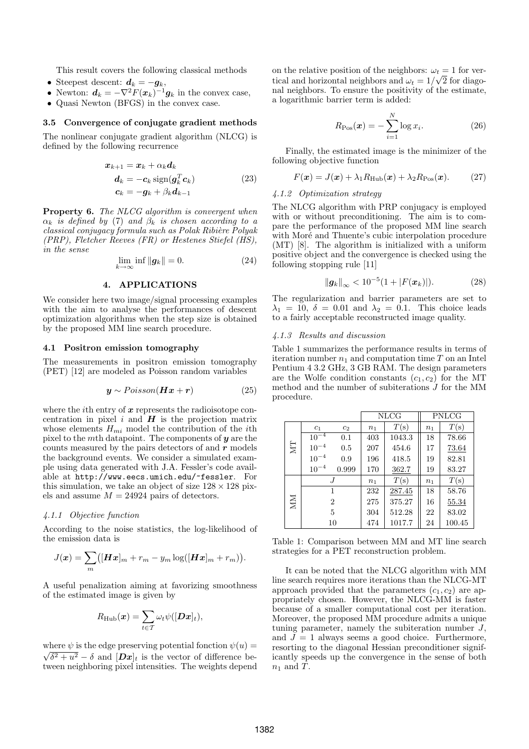This result covers the following classical methods

- Steepest descent: $\boldsymbol{d}_k = -\boldsymbol{g}_k$,
- Newton: $\boldsymbol{d}_k = -\nabla^2 F(\boldsymbol{x}_k)^{-1}\boldsymbol{g}_k$ in the convex case,
- Quasi Newton (BFGS) in the convex case.

### 3.5 Convergence of conjugate gradient methods

The nonlinear conjugate gradient algorithm (NLCG) is defined by the following recurrence

$$
\begin{aligned}
\boldsymbol{x}_{k+1} &= \boldsymbol{x}_k + \alpha_k \boldsymbol{d}_k \\
\boldsymbol{d}_k &= -\boldsymbol{c}_k \operatorname{sign}(\boldsymbol{g}_k^T \boldsymbol{c}_k) \\
\boldsymbol{c}_k &= -\boldsymbol{g}_k + \beta_k \boldsymbol{d}_{k-1}
\end{aligned}
\tag{23}
$$

**Property 6.** *The NLCG algorithm is convergent when $\alpha_k$ is defined by (7) and $\beta_k$ is chosen according to a classical conjugacy formula such as Polak Ribière Polyak (PRP), Fletcher Reeves (FR) or Hestenes Stiefel (HS), in the sense*

$$
\lim_{k\to\infty} \inf \|\boldsymbol{g}_k\| = 0. \tag{24}
$$

## 4. APPLICATIONS

We consider here two image/signal processing examples with the aim to analyse the performances of descent optimization algorithms when the step size is obtained by the proposed MM line search procedure.

### 4.1 Positron emission tomography

The measurements in positron emission tomography (PET) [12] are modeled as Poisson random variables

$$
\boldsymbol{y} \sim Poisson(\boldsymbol{H}\boldsymbol{x} + \boldsymbol{r}) \tag{25}
$$

where the $i$th entry of $\boldsymbol{x}$ represents the radioisotope concentration in pixel $i$ and $\boldsymbol{H}$ is the projection matrix whose elements $H_{mi}$ model the contribution of the $i$th pixel to the $m$th datapoint. The components of $\boldsymbol{y}$ are the counts measured by the pairs detectors of and $\boldsymbol{r}$ models the background events. We consider a simulated example using data generated with J.A. Fessler's code available at http://www.eecs.umich.edu/~fessler. For this simulation, we take an object of size $128 \times 128$ pixels and assume $M = 24924$ pairs of detectors.

#### 4.1.1 Objective function

According to the noise statistics, the log-likelihood of the emission data is

$$
J(\boldsymbol{x}) = \sum_m \big([\boldsymbol{H}\boldsymbol{x}]_m + r_m - y_m \log([\boldsymbol{H}\boldsymbol{x}]_m + r_m)\big).
$$

A useful penalization aiming at favorizing smoothness of the estimated image is given by

$$
R_{\text{Hub}}(\boldsymbol{x}) = \sum_{t\in\mathcal{T}} \omega_t \psi([\boldsymbol{D}\boldsymbol{x}]_t),
$$

where $\psi$ is the edge preserving potential fonction $\psi(u) = \sqrt{\delta^2 + u^2} - \delta$ and $[\boldsymbol{D}\boldsymbol{x}]_t$ is the vector of difference between neighboring pixel intensities. The weights depend on the relative position of the neighbors: $\omega_t = 1$ for vertical and horizontal neighbors and $\omega_t = 1/\sqrt{2}$ for diagonal neighbors. To ensure the positivity of the estimate, a logarithmic barrier term is added:

$$
R_{\text{Pos}}(\boldsymbol{x}) = -\sum_{i=1}^{N} \log x_i. \tag{26}
$$

Finally, the estimated image is the minimizer of the following objective function

$$
F(\boldsymbol{x}) = J(\boldsymbol{x}) + \lambda_1 R_{\text{Hub}}(\boldsymbol{x}) + \lambda_2 R_{\text{Pos}}(\boldsymbol{x}). \tag{27}
$$

#### 4.1.2 Optimization strategy

The NLCG algorithm with PRP conjugacy is employed with or without preconditioning. The aim is to compare the performance of the proposed MM line search with Moré and Thuente's cubic interpolation procedure (MT) [8]. The algorithm is initialized with a uniform positive object and the convergence is checked using the following stopping rule [11]

$$
\|\boldsymbol{g}_k\|_\infty < 10^{-5}(1 + |F(\boldsymbol{x}_k)|). \tag{28}
$$

The regularization and barrier parameters are set to $\lambda_1 = 10$, $\delta = 0.01$ and $\lambda_2 = 0.1$. This choice leads to a fairly acceptable reconstructed image quality.

#### 4.1.3 Results and discussion

Table 1 summarizes the performance results in terms of iteration number $n_1$ and computation time $T$ on an Intel Pentium 4 3.2 GHz, 3 GB RAM. The design parameters are the Wolfe condition constants $(c_1, c_2)$ for the MT method and the number of subiterations $J$ for the MM procedure.

| | | | NLCG | | PNLCG | |
|---|---|---|---|---|---|---|
| MT | $c_1$ | $c_2$ | $n_1$ | $T$(s) | $n_1$ | $T$(s) |
| | $10^{-4}$ | 0.1 | 403 | 1043.3 | 18 | 78.66 |
| | $10^{-4}$ | 0.5 | 207 | 454.6 | 17 | <u>73.64</u> |
| | $10^{-4}$ | 0.9 | 196 | 418.5 | 19 | 82.81 |
| | $10^{-4}$ | 0.999 | 170 | <u>362.7</u> | 19 | 83.27 |
| MM | $J$ | | $n_1$ | $T$(s) | $n_1$ | $T$(s) |
| | 1 | | 232 | <u>287.45</u> | 18 | 58.76 |
| | 2 | | 275 | 375.27 | 16 | <u>55.34</u> |
| | 5 | | 304 | 512.28 | 22 | 83.02 |
| | 10 | | 474 | 1017.7 | 24 | 100.45 |

Table 1: Comparison between MM and MT line search strategies for a PET reconstruction problem.

It can be noted that the NLCG algorithm with MM line search requires more iterations than the NLCG-MT approach provided that the parameters $(c_1, c_2)$ are appropriately chosen. However, the NLCG-MM is faster because of a smaller computational cost per iteration. Moreover, the proposed MM procedure admits a unique tuning parameter, namely the subiteration number $J$, and $J = 1$ always seems a good choice. Furthermore, resorting to the diagonal Hessian preconditioner significantly speeds up the convergence in the sense of both $n_1$ and $T$.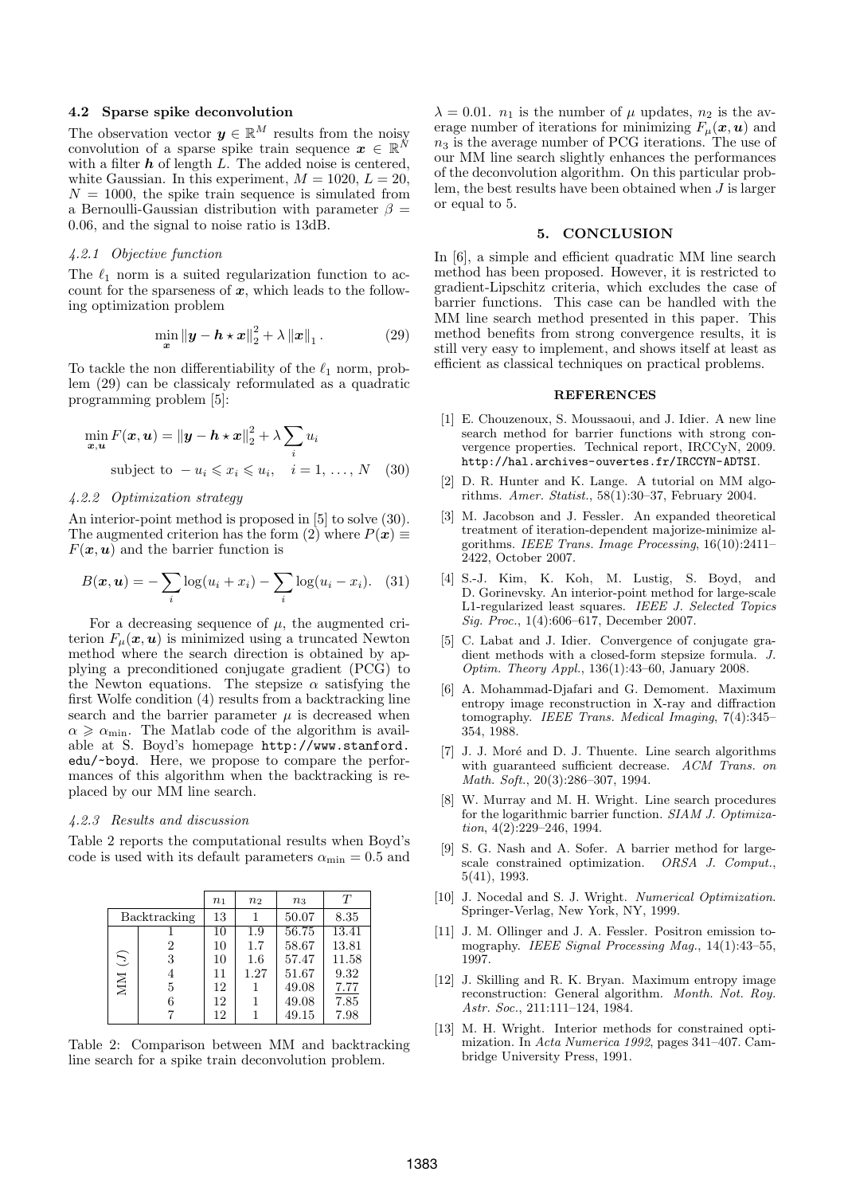### 4.2 Sparse spike deconvolution

The observation vector $\boldsymbol{y} \in \mathbb{R}^M$ results from the noisy convolution of a sparse spike train sequence $\boldsymbol{x} \in \mathbb{R}^N$ with a filter $\boldsymbol{h}$ of length $L$. The added noise is centered, white Gaussian. In this experiment, $M = 1020$, $L = 20$, $N = 1000$, the spike train sequence is simulated from a Bernoulli-Gaussian distribution with parameter $\beta = 0.06$, and the signal to noise ratio is 13dB.

#### 4.2.1 Objective function

The $\ell_1$ norm is a suited regularization function to account for the sparseness of $\boldsymbol{x}$, which leads to the following optimization problem

$$\min_{\boldsymbol{x}} \|\boldsymbol{y} - \boldsymbol{h} \star \boldsymbol{x}\|_2^2 + \lambda \|\boldsymbol{x}\|_1 . \tag{29}$$

To tackle the non differentiability of the $\ell_1$ norm, problem (29) can be classicaly reformulated as a quadratic programming problem [5]:

$$\min_{\boldsymbol{x},\boldsymbol{u}} F(\boldsymbol{x}, \boldsymbol{u}) = \|\boldsymbol{y} - \boldsymbol{h} \star \boldsymbol{x}\|_2^2 + \lambda \sum_i u_i$$
$$\text{subject to } -u_i \leqslant x_i \leqslant u_i, \quad i = 1, \ldots, N \tag{30}$$

#### 4.2.2 Optimization strategy

An interior-point method is proposed in [5] to solve (30). The augmented criterion has the form (2) where $P(\boldsymbol{x}) \equiv F(\boldsymbol{x}, \boldsymbol{u})$ and the barrier function is

$$B(\boldsymbol{x}, \boldsymbol{u}) = -\sum_i \log(u_i + x_i) - \sum_i \log(u_i - x_i). \tag{31}$$

For a decreasing sequence of $\mu$, the augmented criterion $F_\mu(\boldsymbol{x}, \boldsymbol{u})$ is minimized using a truncated Newton method where the search direction is obtained by applying a preconditioned conjugate gradient (PCG) to the Newton equations. The stepsize $\alpha$ satisfying the first Wolfe condition (4) results from a backtracking line search and the barrier parameter $\mu$ is decreased when $\alpha \geqslant \alpha_{\min}$. The Matlab code of the algorithm is available at S. Boyd's homepage `http://www.stanford.edu/~boyd`. Here, we propose to compare the performances of this algorithm when the backtracking is replaced by our MM line search.

#### 4.2.3 Results and discussion

Table 2 reports the computational results when Boyd's code is used with its default parameters $\alpha_{\min} = 0.5$ and $\lambda = 0.01$. $n_1$ is the number of $\mu$ updates, $n_2$ is the average number of iterations for minimizing $F_\mu(\boldsymbol{x}, \boldsymbol{u})$ and $n_3$ is the average number of PCG iterations. The use of our MM line search slightly enhances the performances of the deconvolution algorithm. On this particular problem, the best results have been obtained when $J$ is larger or equal to 5.

| | | $n_1$ | $n_2$ | $n_3$ | $T$ |
|---|---|---|---|---|---|
| Backtracking | | 13 | 1 | 50.07 | 8.35 |
| MM ($J$) | 1 | 10 | 1.9 | 56.75 | 13.41 |
| | 2 | 10 | 1.7 | 58.67 | 13.81 |
| | 3 | 10 | 1.6 | 57.47 | 11.58 |
| | 4 | 11 | 1.27 | 51.67 | 9.32 |
| | 5 | 12 | 1 | 49.08 | 7.77 |
| | 6 | 12 | 1 | 49.08 | 7.85 |
| | 7 | 12 | 1 | 49.15 | 7.98 |

Table 2: Comparison between MM and backtracking line search for a spike train deconvolution problem.

## 5. CONCLUSION

In [6], a simple and efficient quadratic MM line search method has been proposed. However, it is restricted to gradient-Lipschitz criteria, which excludes the case of barrier functions. This case can be handled with the MM line search method presented in this paper. This method benefits from strong convergence results, it is still very easy to implement, and shows itself at least as efficient as classical techniques on practical problems.

## REFERENCES

[1] E. Chouzenoux, S. Moussaoui, and J. Idier. A new line search method for barrier functions with strong convergence properties. Technical report, IRCCyN, 2009. `http://hal.archives-ouvertes.fr/IRCCYN-ADTSI`.

[2] D. R. Hunter and K. Lange. A tutorial on MM algorithms. *Amer. Statist.*, 58(1):30–37, February 2004.

[3] M. Jacobson and J. Fessler. An expanded theoretical treatment of iteration-dependent majorize-minimize algorithms. *IEEE Trans. Image Processing*, 16(10):2411–2422, October 2007.

[4] S.-J. Kim, K. Koh, M. Lustig, S. Boyd, and D. Gorinevsky. An interior-point method for large-scale L1-regularized least squares. *IEEE J. Selected Topics Sig. Proc.*, 1(4):606–617, December 2007.

[5] C. Labat and J. Idier. Convergence of conjugate gradient methods with a closed-form stepsize formula. *J. Optim. Theory Appl.*, 136(1):43–60, January 2008.

[6] A. Mohammad-Djafari and G. Demoment. Maximum entropy image reconstruction in X-ray and diffraction tomography. *IEEE Trans. Medical Imaging*, 7(4):345–354, 1988.

[7] J. J. Moré and D. J. Thuente. Line search algorithms with guaranteed sufficient decrease. *ACM Trans. on Math. Soft.*, 20(3):286–307, 1994.

[8] W. Murray and M. H. Wright. Line search procedures for the logarithmic barrier function. *SIAM J. Optimization*, 4(2):229–246, 1994.

[9] S. G. Nash and A. Sofer. A barrier method for large-scale constrained optimization. *ORSA J. Comput.*, 5(41), 1993.

[10] J. Nocedal and S. J. Wright. *Numerical Optimization*. Springer-Verlag, New York, NY, 1999.

[11] J. M. Ollinger and J. A. Fessler. Positron emission tomography. *IEEE Signal Processing Mag.*, 14(1):43–55, 1997.

[12] J. Skilling and R. K. Bryan. Maximum entropy image reconstruction: General algorithm. *Month. Not. Roy. Astr. Soc.*, 211:111–124, 1984.

[13] M. H. Wright. Interior methods for constrained optimization. In *Acta Numerica 1992*, pages 341–407. Cambridge University Press, 1991.